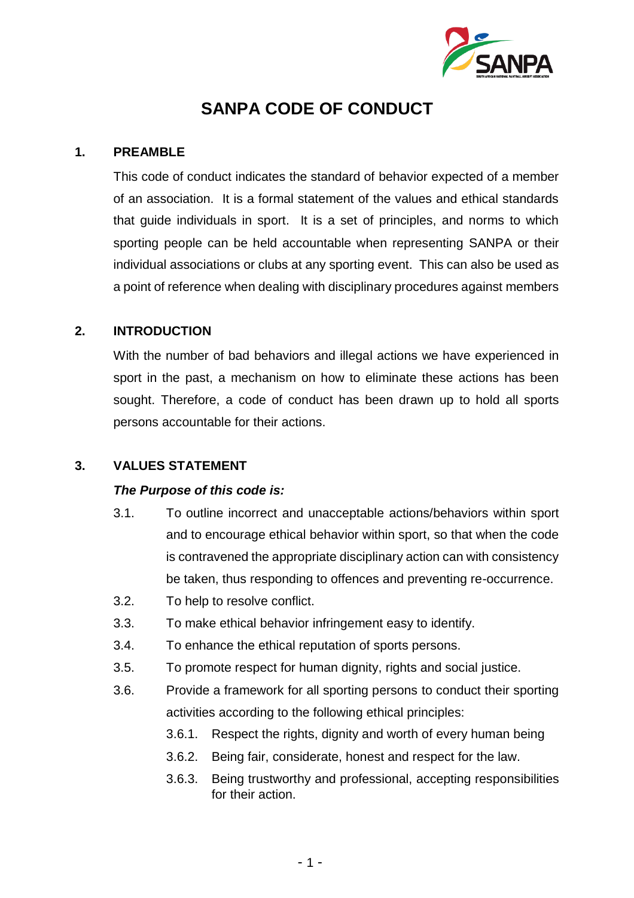# SANPA CODE OF CONDUCT

## 1. PREAMBLE

This code of conduct indicates the standard of behavior expected of a member of an association. It is a formal statement of the values and ethical standards that guide individuals in sport. It is a set of principles, and norms to which sporting people can be held accountable when representing SANPA or their individual associations or clubs at any sporting event. This can also be used as a point of reference when dealing with disciplinary procedures against members

## 2. INTRODUCTION

With the number of bad behaviors and illegal actions we have experienced in sport in the past, a mechanism on how to eliminate these actions has been sought. Therefore, a code of conduct has been drawn up to hold all sports persons accountable for their actions.

## 3. VALUES STATEMENT

***The Purpose of this code is:***

3.1. To outline incorrect and unacceptable actions/behaviors within sport and to encourage ethical behavior within sport, so that when the code is contravened the appropriate disciplinary action can with consistency be taken, thus responding to offences and preventing re-occurrence.

3.2. To help to resolve conflict.

3.3. To make ethical behavior infringement easy to identify.

3.4. To enhance the ethical reputation of sports persons.

3.5. To promote respect for human dignity, rights and social justice.

3.6. Provide a framework for all sporting persons to conduct their sporting activities according to the following ethical principles:

3.6.1. Respect the rights, dignity and worth of every human being

3.6.2. Being fair, considerate, honest and respect for the law.

3.6.3. Being trustworthy and professional, accepting responsibilities for their action.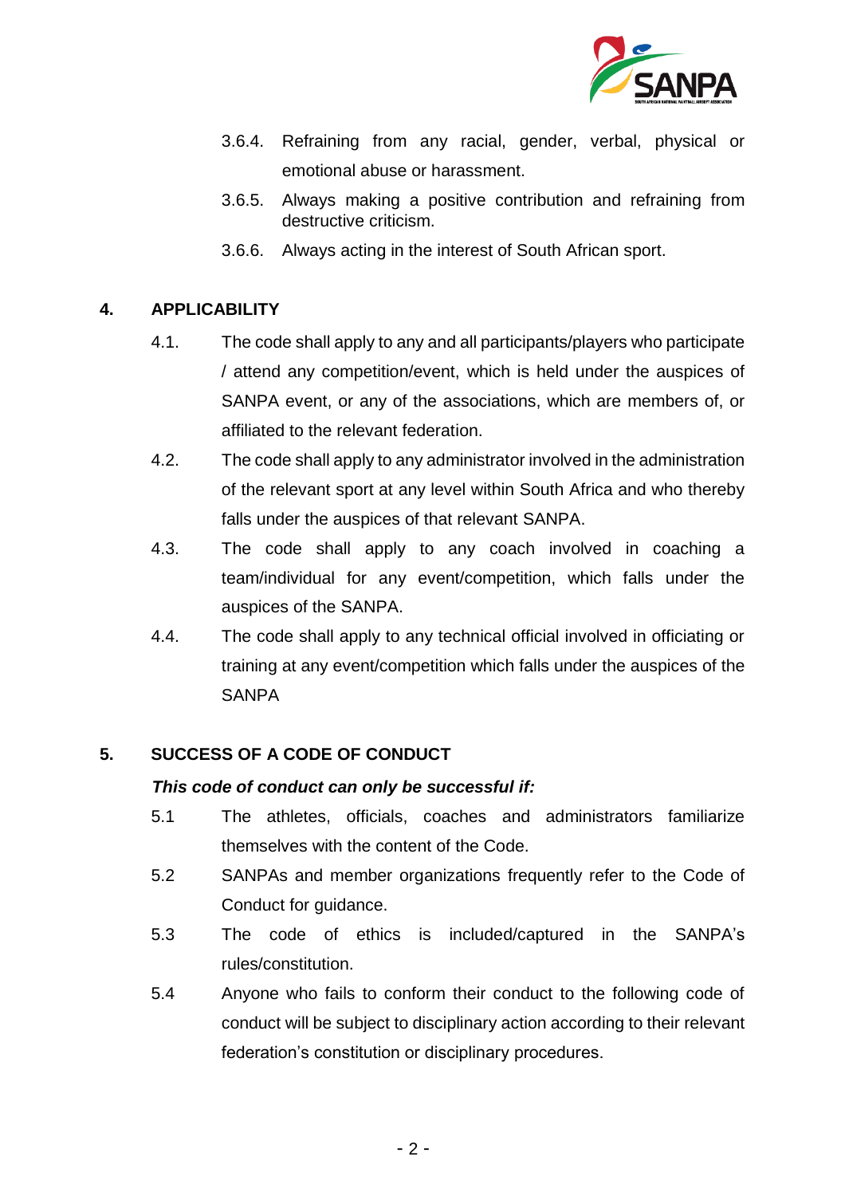3.6.4. Refraining from any racial, gender, verbal, physical or emotional abuse or harassment.

3.6.5. Always making a positive contribution and refraining from destructive criticism.

3.6.6. Always acting in the interest of South African sport.

## 4. APPLICABILITY

4.1. The code shall apply to any and all participants/players who participate / attend any competition/event, which is held under the auspices of SANPA event, or any of the associations, which are members of, or affiliated to the relevant federation.

4.2. The code shall apply to any administrator involved in the administration of the relevant sport at any level within South Africa and who thereby falls under the auspices of that relevant SANPA.

4.3. The code shall apply to any coach involved in coaching a team/individual for any event/competition, which falls under the auspices of the SANPA.

4.4. The code shall apply to any technical official involved in officiating or training at any event/competition which falls under the auspices of the SANPA

## 5. SUCCESS OF A CODE OF CONDUCT

***This code of conduct can only be successful if:***

5.1 The athletes, officials, coaches and administrators familiarize themselves with the content of the Code.

5.2 SANPAs and member organizations frequently refer to the Code of Conduct for guidance.

5.3 The code of ethics is included/captured in the SANPA's rules/constitution.

5.4 Anyone who fails to conform their conduct to the following code of conduct will be subject to disciplinary action according to their relevant federation's constitution or disciplinary procedures.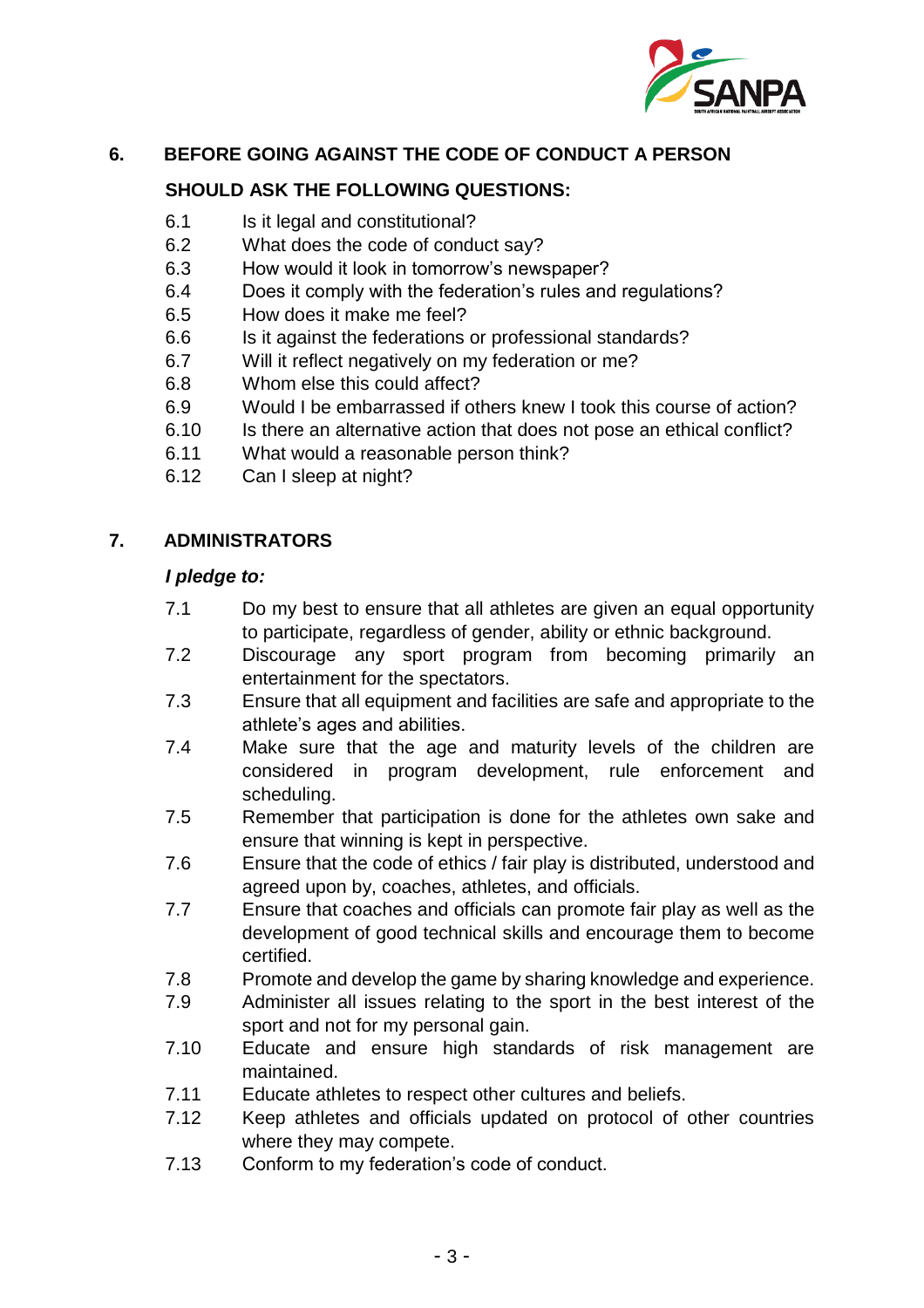## 6. BEFORE GOING AGAINST THE CODE OF CONDUCT A PERSON SHOULD ASK THE FOLLOWING QUESTIONS:

6.1 Is it legal and constitutional?
6.2 What does the code of conduct say?
6.3 How would it look in tomorrow's newspaper?
6.4 Does it comply with the federation's rules and regulations?
6.5 How does it make me feel?
6.6 Is it against the federations or professional standards?
6.7 Will it reflect negatively on my federation or me?
6.8 Whom else this could affect?
6.9 Would I be embarrassed if others knew I took this course of action?
6.10 Is there an alternative action that does not pose an ethical conflict?
6.11 What would a reasonable person think?
6.12 Can I sleep at night?

## 7. ADMINISTRATORS

***I pledge to:***

7.1 Do my best to ensure that all athletes are given an equal opportunity to participate, regardless of gender, ability or ethnic background.
7.2 Discourage any sport program from becoming primarily an entertainment for the spectators.
7.3 Ensure that all equipment and facilities are safe and appropriate to the athlete's ages and abilities.
7.4 Make sure that the age and maturity levels of the children are considered in program development, rule enforcement and scheduling.
7.5 Remember that participation is done for the athletes own sake and ensure that winning is kept in perspective.
7.6 Ensure that the code of ethics / fair play is distributed, understood and agreed upon by, coaches, athletes, and officials.
7.7 Ensure that coaches and officials can promote fair play as well as the development of good technical skills and encourage them to become certified.
7.8 Promote and develop the game by sharing knowledge and experience.
7.9 Administer all issues relating to the sport in the best interest of the sport and not for my personal gain.
7.10 Educate and ensure high standards of risk management are maintained.
7.11 Educate athletes to respect other cultures and beliefs.
7.12 Keep athletes and officials updated on protocol of other countries where they may compete.
7.13 Conform to my federation's code of conduct.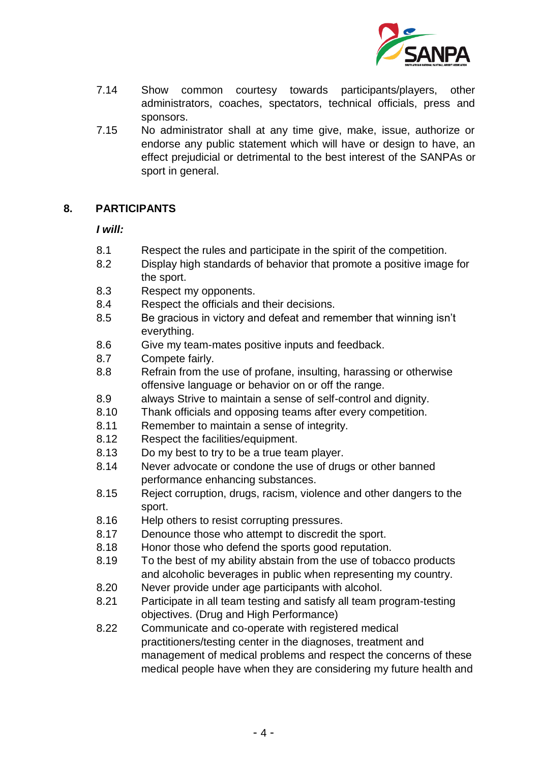7.14 Show common courtesy towards participants/players, other administrators, coaches, spectators, technical officials, press and sponsors.

7.15 No administrator shall at any time give, make, issue, authorize or endorse any public statement which will have or design to have, an effect prejudicial or detrimental to the best interest of the SANPAs or sport in general.

## 8. PARTICIPANTS

***I will:***

8.1 Respect the rules and participate in the spirit of the competition.

8.2 Display high standards of behavior that promote a positive image for the sport.

8.3 Respect my opponents.

8.4 Respect the officials and their decisions.

8.5 Be gracious in victory and defeat and remember that winning isn't everything.

8.6 Give my team-mates positive inputs and feedback.

8.7 Compete fairly.

8.8 Refrain from the use of profane, insulting, harassing or otherwise offensive language or behavior on or off the range.

8.9 always Strive to maintain a sense of self-control and dignity.

8.10 Thank officials and opposing teams after every competition.

8.11 Remember to maintain a sense of integrity.

8.12 Respect the facilities/equipment.

8.13 Do my best to try to be a true team player.

8.14 Never advocate or condone the use of drugs or other banned performance enhancing substances.

8.15 Reject corruption, drugs, racism, violence and other dangers to the sport.

8.16 Help others to resist corrupting pressures.

8.17 Denounce those who attempt to discredit the sport.

8.18 Honor those who defend the sports good reputation.

8.19 To the best of my ability abstain from the use of tobacco products and alcoholic beverages in public when representing my country.

8.20 Never provide under age participants with alcohol.

8.21 Participate in all team testing and satisfy all team program-testing objectives. (Drug and High Performance)

8.22 Communicate and co-operate with registered medical practitioners/testing center in the diagnoses, treatment and management of medical problems and respect the concerns of these medical people have when they are considering my future health and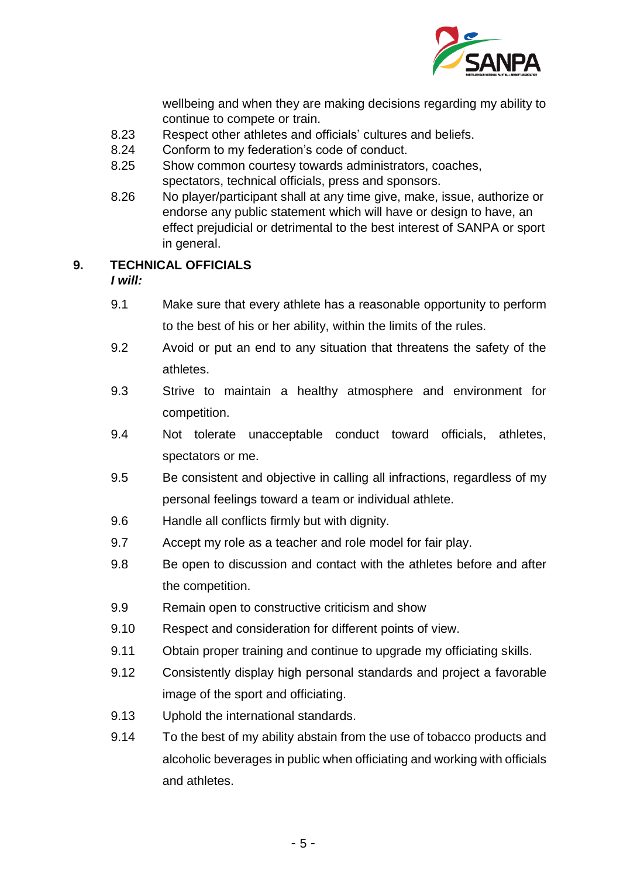wellbeing and when they are making decisions regarding my ability to continue to compete or train.

8.23 Respect other athletes and officials' cultures and beliefs.

8.24 Conform to my federation's code of conduct.

8.25 Show common courtesy towards administrators, coaches, spectators, technical officials, press and sponsors.

8.26 No player/participant shall at any time give, make, issue, authorize or endorse any public statement which will have or design to have, an effect prejudicial or detrimental to the best interest of SANPA or sport in general.

## 9. TECHNICAL OFFICIALS

***I will:***

9.1 Make sure that every athlete has a reasonable opportunity to perform to the best of his or her ability, within the limits of the rules.

9.2 Avoid or put an end to any situation that threatens the safety of the athletes.

9.3 Strive to maintain a healthy atmosphere and environment for competition.

9.4 Not tolerate unacceptable conduct toward officials, athletes, spectators or me.

9.5 Be consistent and objective in calling all infractions, regardless of my personal feelings toward a team or individual athlete.

9.6 Handle all conflicts firmly but with dignity.

9.7 Accept my role as a teacher and role model for fair play.

9.8 Be open to discussion and contact with the athletes before and after the competition.

9.9 Remain open to constructive criticism and show

9.10 Respect and consideration for different points of view.

9.11 Obtain proper training and continue to upgrade my officiating skills.

9.12 Consistently display high personal standards and project a favorable image of the sport and officiating.

9.13 Uphold the international standards.

9.14 To the best of my ability abstain from the use of tobacco products and alcoholic beverages in public when officiating and working with officials and athletes.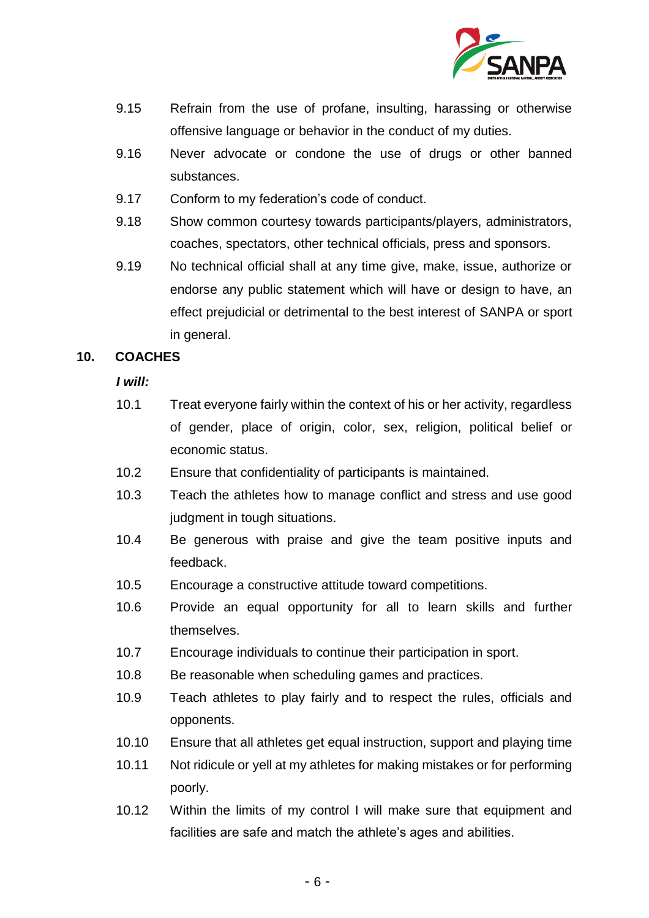9.15 Refrain from the use of profane, insulting, harassing or otherwise offensive language or behavior in the conduct of my duties.

9.16 Never advocate or condone the use of drugs or other banned substances.

9.17 Conform to my federation's code of conduct.

9.18 Show common courtesy towards participants/players, administrators, coaches, spectators, other technical officials, press and sponsors.

9.19 No technical official shall at any time give, make, issue, authorize or endorse any public statement which will have or design to have, an effect prejudicial or detrimental to the best interest of SANPA or sport in general.

## 10. COACHES

***I will:***

10.1 Treat everyone fairly within the context of his or her activity, regardless of gender, place of origin, color, sex, religion, political belief or economic status.

10.2 Ensure that confidentiality of participants is maintained.

10.3 Teach the athletes how to manage conflict and stress and use good judgment in tough situations.

10.4 Be generous with praise and give the team positive inputs and feedback.

10.5 Encourage a constructive attitude toward competitions.

10.6 Provide an equal opportunity for all to learn skills and further themselves.

10.7 Encourage individuals to continue their participation in sport.

10.8 Be reasonable when scheduling games and practices.

10.9 Teach athletes to play fairly and to respect the rules, officials and opponents.

10.10 Ensure that all athletes get equal instruction, support and playing time

10.11 Not ridicule or yell at my athletes for making mistakes or for performing poorly.

10.12 Within the limits of my control I will make sure that equipment and facilities are safe and match the athlete's ages and abilities.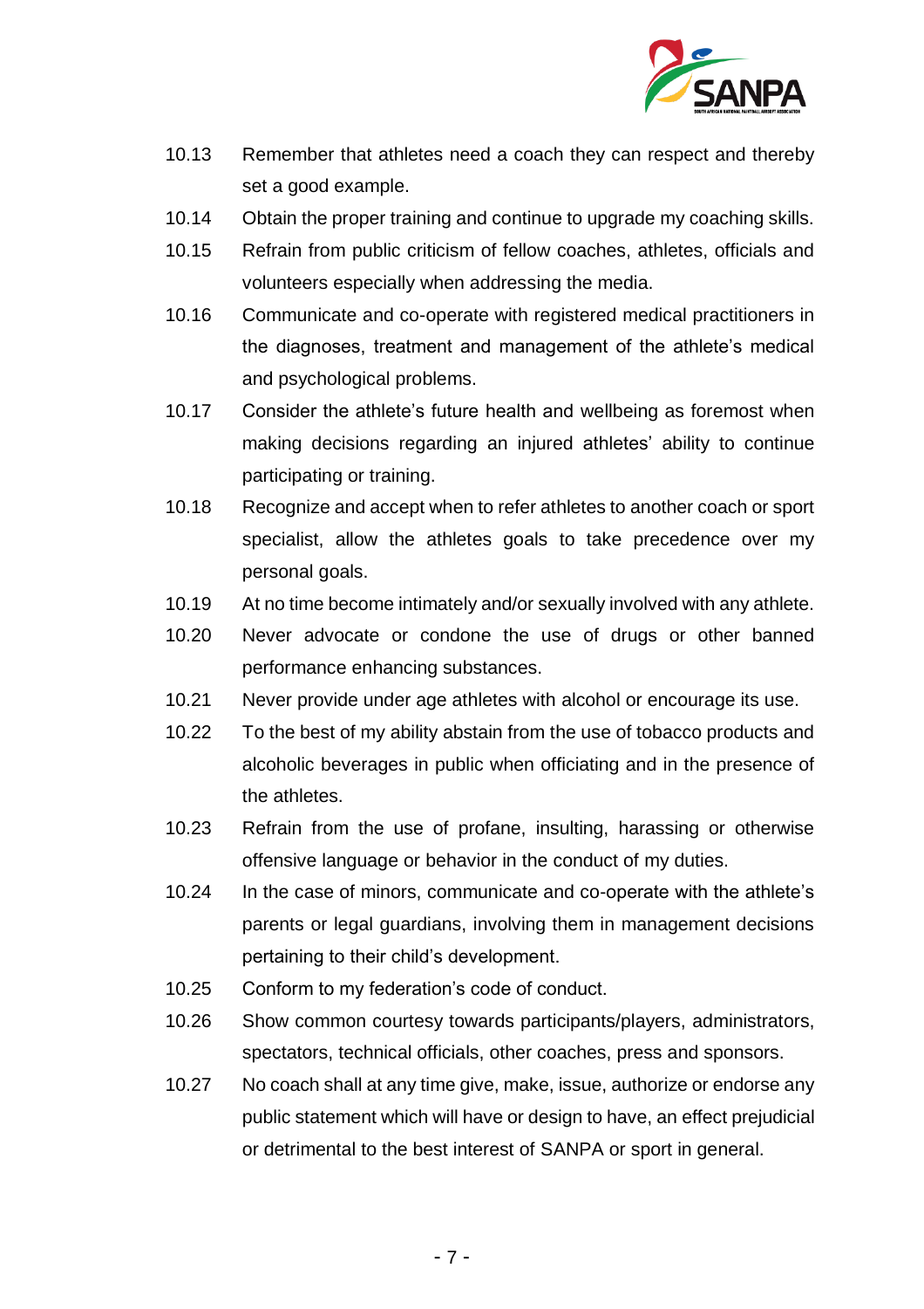10.13 Remember that athletes need a coach they can respect and thereby set a good example.

10.14 Obtain the proper training and continue to upgrade my coaching skills.

10.15 Refrain from public criticism of fellow coaches, athletes, officials and volunteers especially when addressing the media.

10.16 Communicate and co-operate with registered medical practitioners in the diagnoses, treatment and management of the athlete's medical and psychological problems.

10.17 Consider the athlete's future health and wellbeing as foremost when making decisions regarding an injured athletes' ability to continue participating or training.

10.18 Recognize and accept when to refer athletes to another coach or sport specialist, allow the athletes goals to take precedence over my personal goals.

10.19 At no time become intimately and/or sexually involved with any athlete.

10.20 Never advocate or condone the use of drugs or other banned performance enhancing substances.

10.21 Never provide under age athletes with alcohol or encourage its use.

10.22 To the best of my ability abstain from the use of tobacco products and alcoholic beverages in public when officiating and in the presence of the athletes.

10.23 Refrain from the use of profane, insulting, harassing or otherwise offensive language or behavior in the conduct of my duties.

10.24 In the case of minors, communicate and co-operate with the athlete's parents or legal guardians, involving them in management decisions pertaining to their child's development.

10.25 Conform to my federation's code of conduct.

10.26 Show common courtesy towards participants/players, administrators, spectators, technical officials, other coaches, press and sponsors.

10.27 No coach shall at any time give, make, issue, authorize or endorse any public statement which will have or design to have, an effect prejudicial or detrimental to the best interest of SANPA or sport in general.